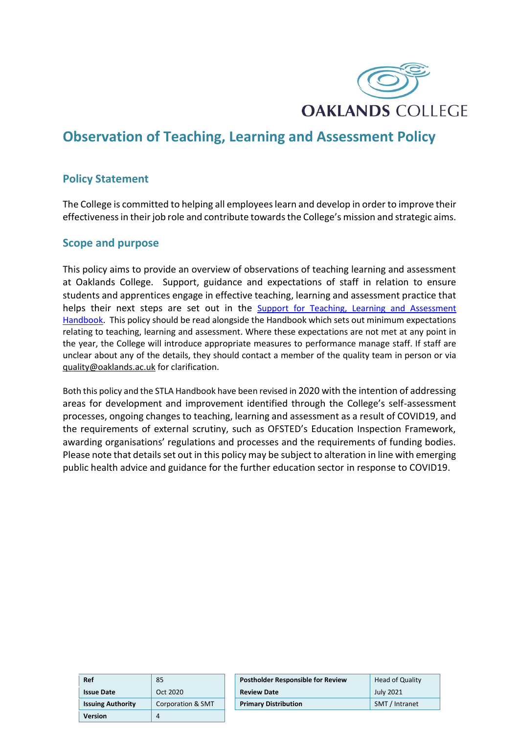OAKLANDS COLLEGE

# Observation of Teaching, Learning and Assessment Policy

## Policy Statement

The College is committed to helping all employees learn and develop in order to improve their effectiveness in their job role and contribute towards the College's mission and strategic aims.

## Scope and purpose

This policy aims to provide an overview of observations of teaching learning and assessment at Oaklands College. Support, guidance and expectations of staff in relation to ensure students and apprentices engage in effective teaching, learning and assessment practice that helps their next steps are set out in the [Support for Teaching, Learning and Assessment Handbook](). This policy should be read alongside the Handbook which sets out minimum expectations relating to teaching, learning and assessment. Where these expectations are not met at any point in the year, the College will introduce appropriate measures to performance manage staff. If staff are unclear about any of the details, they should contact a member of the quality team in person or via quality@oaklands.ac.uk for clarification.

Both this policy and the STLA Handbook have been revised in 2020 with the intention of addressing areas for development and improvement identified through the College's self-assessment processes, ongoing changes to teaching, learning and assessment as a result of COVID19, and the requirements of external scrutiny, such as OFSTED's Education Inspection Framework, awarding organisations' regulations and processes and the requirements of funding bodies. Please note that details set out in this policy may be subject to alteration in line with emerging public health advice and guidance for the further education sector in response to COVID19.

| | |
|---|---|
| **Ref** | 85 |
| **Issue Date** | Oct 2020 |
| **Issuing Authority** | Corporation & SMT |
| **Version** | 4 |

| | |
|---|---|
| **Postholder Responsible for Review** | Head of Quality |
| **Review Date** | July 2021 |
| **Primary Distribution** | SMT / Intranet |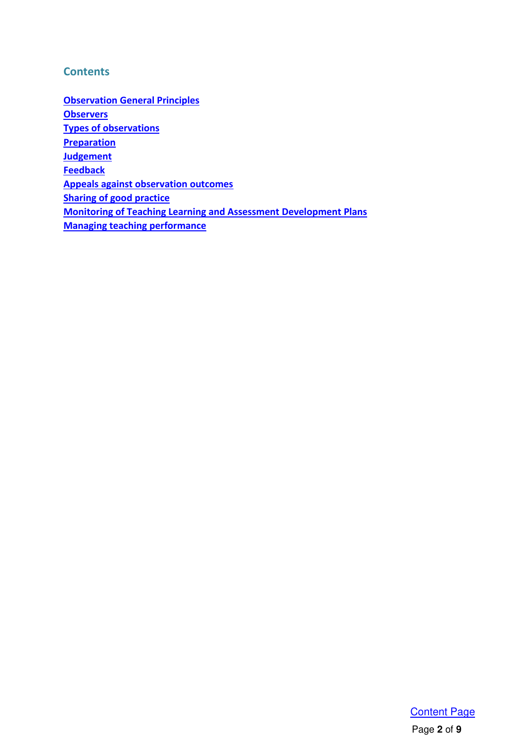## Contents

Observation General Principles
Observers
Types of observations
Preparation
Judgement
Feedback
Appeals against observation outcomes
Sharing of good practice
Monitoring of Teaching Learning and Assessment Development Plans
Managing teaching performance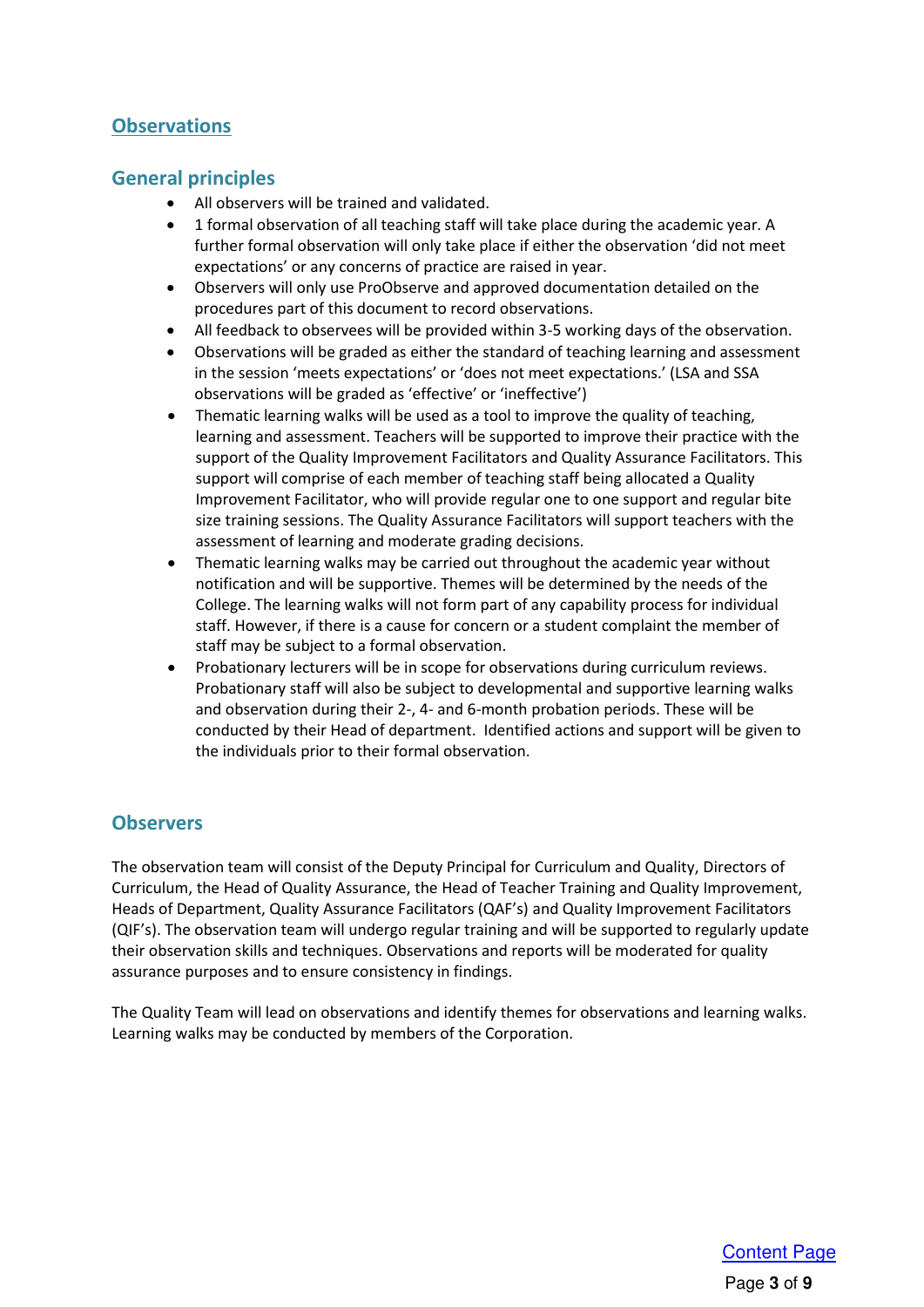## Observations

### General principles

- All observers will be trained and validated.
- 1 formal observation of all teaching staff will take place during the academic year. A further formal observation will only take place if either the observation 'did not meet expectations' or any concerns of practice are raised in year.
- Observers will only use ProObserve and approved documentation detailed on the procedures part of this document to record observations.
- All feedback to observees will be provided within 3-5 working days of the observation.
- Observations will be graded as either the standard of teaching learning and assessment in the session 'meets expectations' or 'does not meet expectations.' (LSA and SSA observations will be graded as 'effective' or 'ineffective')
- Thematic learning walks will be used as a tool to improve the quality of teaching, learning and assessment. Teachers will be supported to improve their practice with the support of the Quality Improvement Facilitators and Quality Assurance Facilitators. This support will comprise of each member of teaching staff being allocated a Quality Improvement Facilitator, who will provide regular one to one support and regular bite size training sessions. The Quality Assurance Facilitators will support teachers with the assessment of learning and moderate grading decisions.
- Thematic learning walks may be carried out throughout the academic year without notification and will be supportive. Themes will be determined by the needs of the College. The learning walks will not form part of any capability process for individual staff. However, if there is a cause for concern or a student complaint the member of staff may be subject to a formal observation.
- Probationary lecturers will be in scope for observations during curriculum reviews. Probationary staff will also be subject to developmental and supportive learning walks and observation during their 2-, 4- and 6-month probation periods. These will be conducted by their Head of department. Identified actions and support will be given to the individuals prior to their formal observation.

### Observers

The observation team will consist of the Deputy Principal for Curriculum and Quality, Directors of Curriculum, the Head of Quality Assurance, the Head of Teacher Training and Quality Improvement, Heads of Department, Quality Assurance Facilitators (QAF's) and Quality Improvement Facilitators (QIF's). The observation team will undergo regular training and will be supported to regularly update their observation skills and techniques. Observations and reports will be moderated for quality assurance purposes and to ensure consistency in findings.

The Quality Team will lead on observations and identify themes for observations and learning walks. Learning walks may be conducted by members of the Corporation.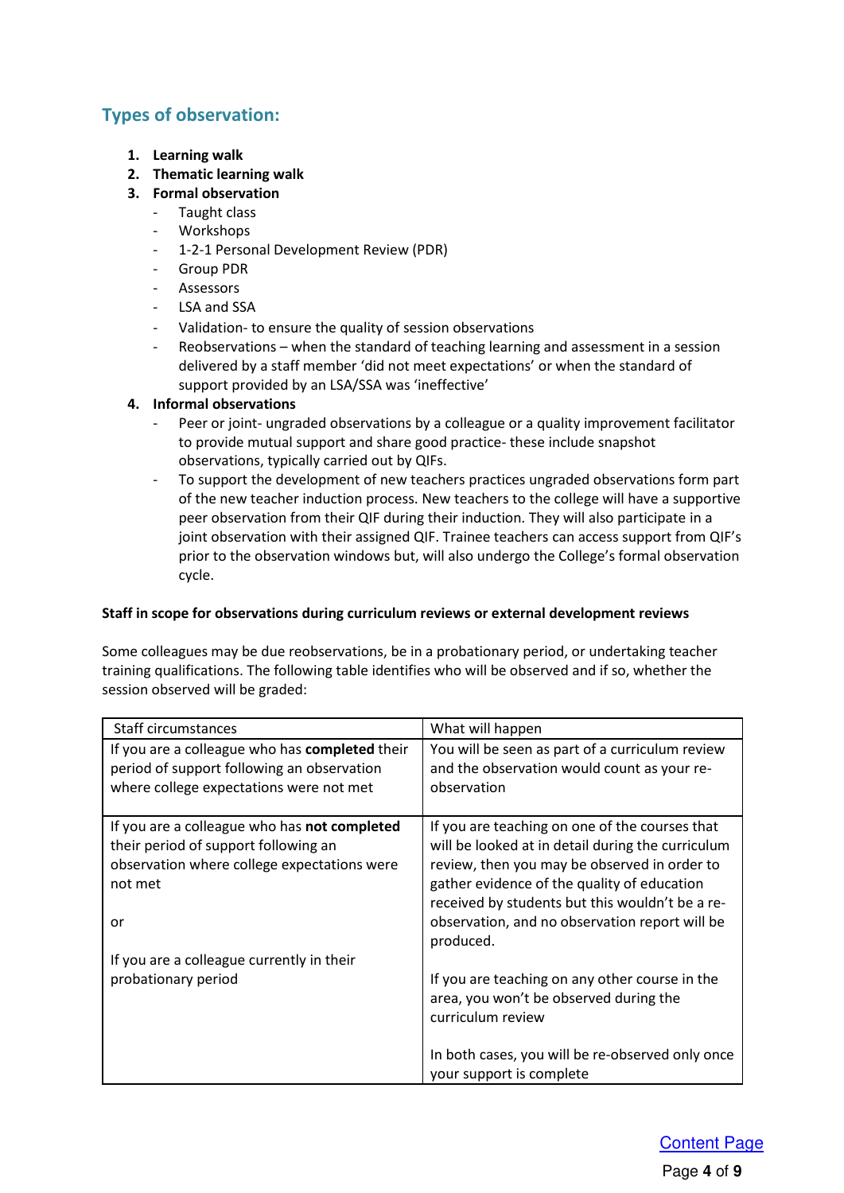## Types of observation:

1. **Learning walk**
2. **Thematic learning walk**
3. **Formal observation**
   - Taught class
   - Workshops
   - 1-2-1 Personal Development Review (PDR)
   - Group PDR
   - Assessors
   - LSA and SSA
   - Validation- to ensure the quality of session observations
   - Reobservations – when the standard of teaching learning and assessment in a session delivered by a staff member 'did not meet expectations' or when the standard of support provided by an LSA/SSA was 'ineffective'
4. **Informal observations**
   - Peer or joint- ungraded observations by a colleague or a quality improvement facilitator to provide mutual support and share good practice- these include snapshot observations, typically carried out by QIFs.
   - To support the development of new teachers practices ungraded observations form part of the new teacher induction process. New teachers to the college will have a supportive peer observation from their QIF during their induction. They will also participate in a joint observation with their assigned QIF. Trainee teachers can access support from QIF's prior to the observation windows but, will also undergo the College's formal observation cycle.

**Staff in scope for observations during curriculum reviews or external development reviews**

Some colleagues may be due reobservations, be in a probationary period, or undertaking teacher training qualifications. The following table identifies who will be observed and if so, whether the session observed will be graded:

| Staff circumstances | What will happen |
|---|---|
| If you are a colleague who has **completed** their period of support following an observation where college expectations were not met | You will be seen as part of a curriculum review and the observation would count as your re-observation |
| If you are a colleague who has **not completed** their period of support following an observation where college expectations were not met<br><br>or<br><br>If you are a colleague currently in their probationary period | If you are teaching on one of the courses that will be looked at in detail during the curriculum review, then you may be observed in order to gather evidence of the quality of education received by students but this wouldn't be a re-observation, and no observation report will be produced.<br><br>If you are teaching on any other course in the area, you won't be observed during the curriculum review<br><br>In both cases, you will be re-observed only once your support is complete |

Content Page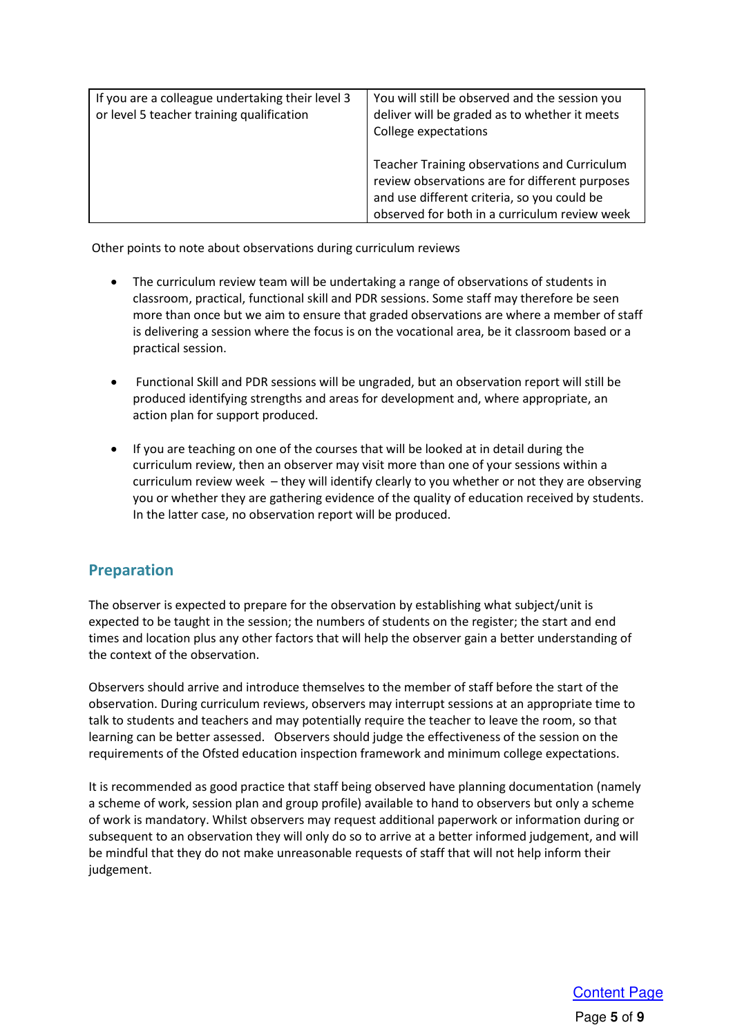| If you are a colleague undertaking their level 3 or level 5 teacher training qualification | You will still be observed and the session you deliver will be graded as to whether it meets College expectations<br><br>Teacher Training observations and Curriculum review observations are for different purposes and use different criteria, so you could be observed for both in a curriculum review week |
|---|---|

Other points to note about observations during curriculum reviews

- The curriculum review team will be undertaking a range of observations of students in classroom, practical, functional skill and PDR sessions. Some staff may therefore be seen more than once but we aim to ensure that graded observations are where a member of staff is delivering a session where the focus is on the vocational area, be it classroom based or a practical session.

- Functional Skill and PDR sessions will be ungraded, but an observation report will still be produced identifying strengths and areas for development and, where appropriate, an action plan for support produced.

- If you are teaching on one of the courses that will be looked at in detail during the curriculum review, then an observer may visit more than one of your sessions within a curriculum review week – they will identify clearly to you whether or not they are observing you or whether they are gathering evidence of the quality of education received by students. In the latter case, no observation report will be produced.

## Preparation

The observer is expected to prepare for the observation by establishing what subject/unit is expected to be taught in the session; the numbers of students on the register; the start and end times and location plus any other factors that will help the observer gain a better understanding of the context of the observation.

Observers should arrive and introduce themselves to the member of staff before the start of the observation. During curriculum reviews, observers may interrupt sessions at an appropriate time to talk to students and teachers and may potentially require the teacher to leave the room, so that learning can be better assessed. Observers should judge the effectiveness of the session on the requirements of the Ofsted education inspection framework and minimum college expectations.

It is recommended as good practice that staff being observed have planning documentation (namely a scheme of work, session plan and group profile) available to hand to observers but only a scheme of work is mandatory. Whilst observers may request additional paperwork or information during or subsequent to an observation they will only do so to arrive at a better informed judgement, and will be mindful that they do not make unreasonable requests of staff that will not help inform their judgement.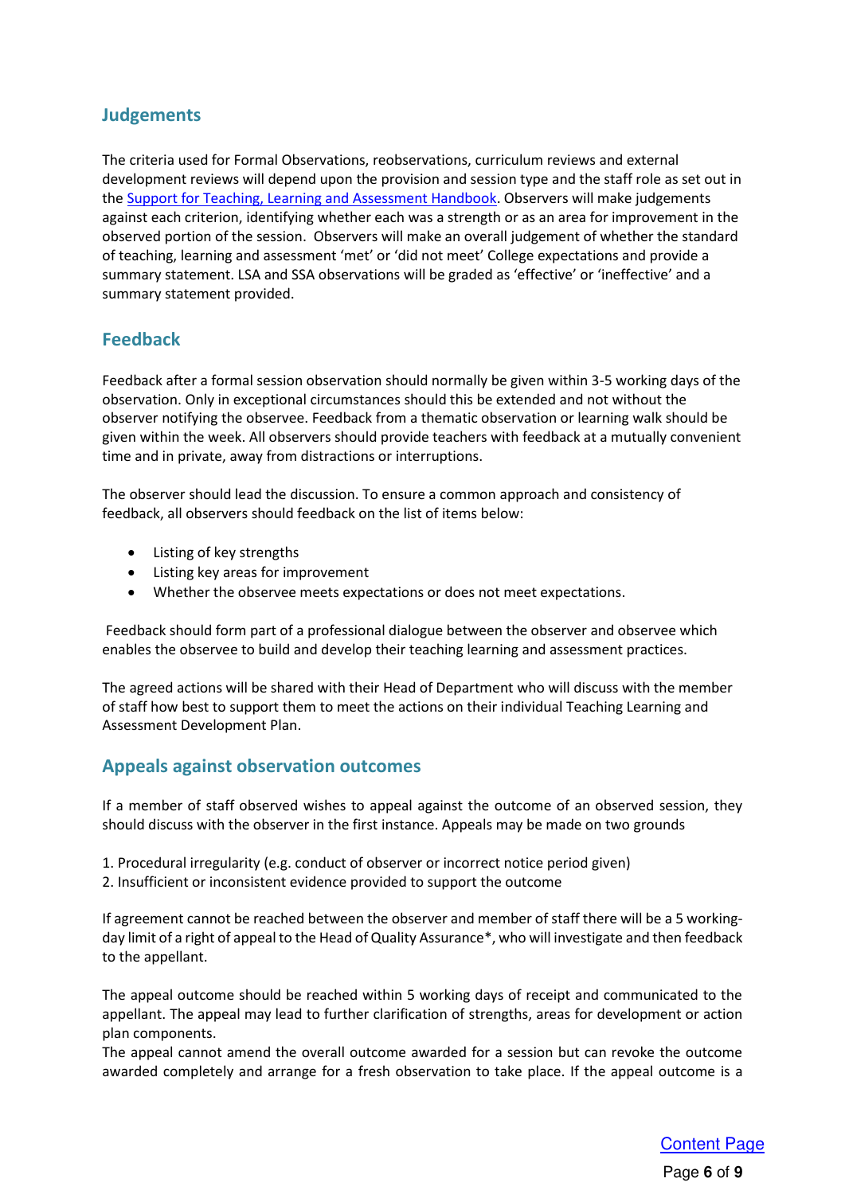## Judgements

The criteria used for Formal Observations, reobservations, curriculum reviews and external development reviews will depend upon the provision and session type and the staff role as set out in the Support for Teaching, Learning and Assessment Handbook. Observers will make judgements against each criterion, identifying whether each was a strength or as an area for improvement in the observed portion of the session. Observers will make an overall judgement of whether the standard of teaching, learning and assessment 'met' or 'did not meet' College expectations and provide a summary statement. LSA and SSA observations will be graded as 'effective' or 'ineffective' and a summary statement provided.

## Feedback

Feedback after a formal session observation should normally be given within 3-5 working days of the observation. Only in exceptional circumstances should this be extended and not without the observer notifying the observee. Feedback from a thematic observation or learning walk should be given within the week. All observers should provide teachers with feedback at a mutually convenient time and in private, away from distractions or interruptions.

The observer should lead the discussion. To ensure a common approach and consistency of feedback, all observers should feedback on the list of items below:

- Listing of key strengths
- Listing key areas for improvement
- Whether the observee meets expectations or does not meet expectations.

Feedback should form part of a professional dialogue between the observer and observee which enables the observee to build and develop their teaching learning and assessment practices.

The agreed actions will be shared with their Head of Department who will discuss with the member of staff how best to support them to meet the actions on their individual Teaching Learning and Assessment Development Plan.

## Appeals against observation outcomes

If a member of staff observed wishes to appeal against the outcome of an observed session, they should discuss with the observer in the first instance. Appeals may be made on two grounds

1. Procedural irregularity (e.g. conduct of observer or incorrect notice period given)
2. Insufficient or inconsistent evidence provided to support the outcome

If agreement cannot be reached between the observer and member of staff there will be a 5 working-day limit of a right of appeal to the Head of Quality Assurance*, who will investigate and then feedback to the appellant.

The appeal outcome should be reached within 5 working days of receipt and communicated to the appellant. The appeal may lead to further clarification of strengths, areas for development or action plan components.

The appeal cannot amend the overall outcome awarded for a session but can revoke the outcome awarded completely and arrange for a fresh observation to take place. If the appeal outcome is a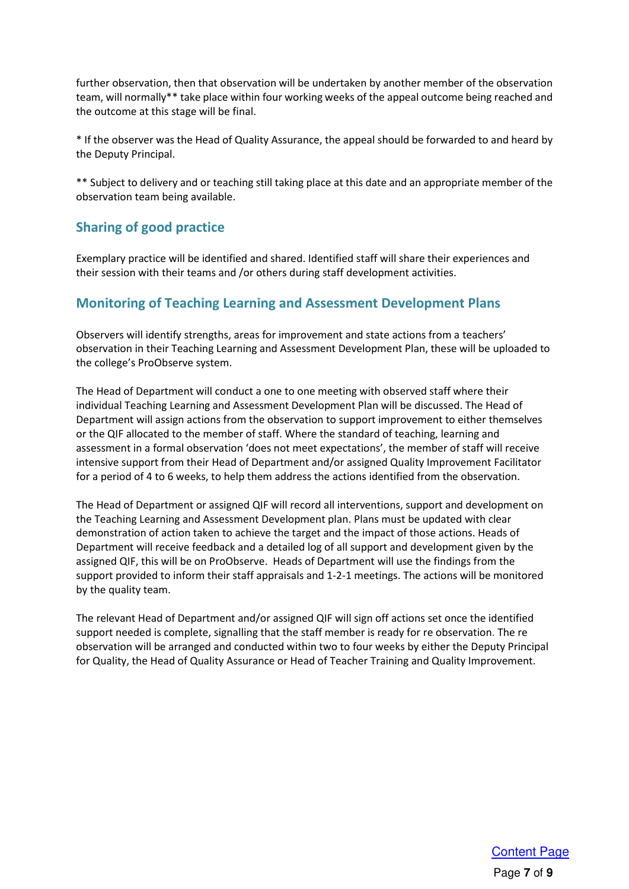further observation, then that observation will be undertaken by another member of the observation team, will normally** take place within four working weeks of the appeal outcome being reached and the outcome at this stage will be final.

* If the observer was the Head of Quality Assurance, the appeal should be forwarded to and heard by the Deputy Principal.

** Subject to delivery and or teaching still taking place at this date and an appropriate member of the observation team being available.

## Sharing of good practice

Exemplary practice will be identified and shared. Identified staff will share their experiences and their session with their teams and /or others during staff development activities.

## Monitoring of Teaching Learning and Assessment Development Plans

Observers will identify strengths, areas for improvement and state actions from a teachers' observation in their Teaching Learning and Assessment Development Plan, these will be uploaded to the college's ProObserve system.

The Head of Department will conduct a one to one meeting with observed staff where their individual Teaching Learning and Assessment Development Plan will be discussed. The Head of Department will assign actions from the observation to support improvement to either themselves or the QIF allocated to the member of staff. Where the standard of teaching, learning and assessment in a formal observation 'does not meet expectations', the member of staff will receive intensive support from their Head of Department and/or assigned Quality Improvement Facilitator for a period of 4 to 6 weeks, to help them address the actions identified from the observation.

The Head of Department or assigned QIF will record all interventions, support and development on the Teaching Learning and Assessment Development plan. Plans must be updated with clear demonstration of action taken to achieve the target and the impact of those actions. Heads of Department will receive feedback and a detailed log of all support and development given by the assigned QIF, this will be on ProObserve. Heads of Department will use the findings from the support provided to inform their staff appraisals and 1-2-1 meetings. The actions will be monitored by the quality team.

The relevant Head of Department and/or assigned QIF will sign off actions set once the identified support needed is complete, signalling that the staff member is ready for re observation. The re observation will be arranged and conducted within two to four weeks by either the Deputy Principal for Quality, the Head of Quality Assurance or Head of Teacher Training and Quality Improvement.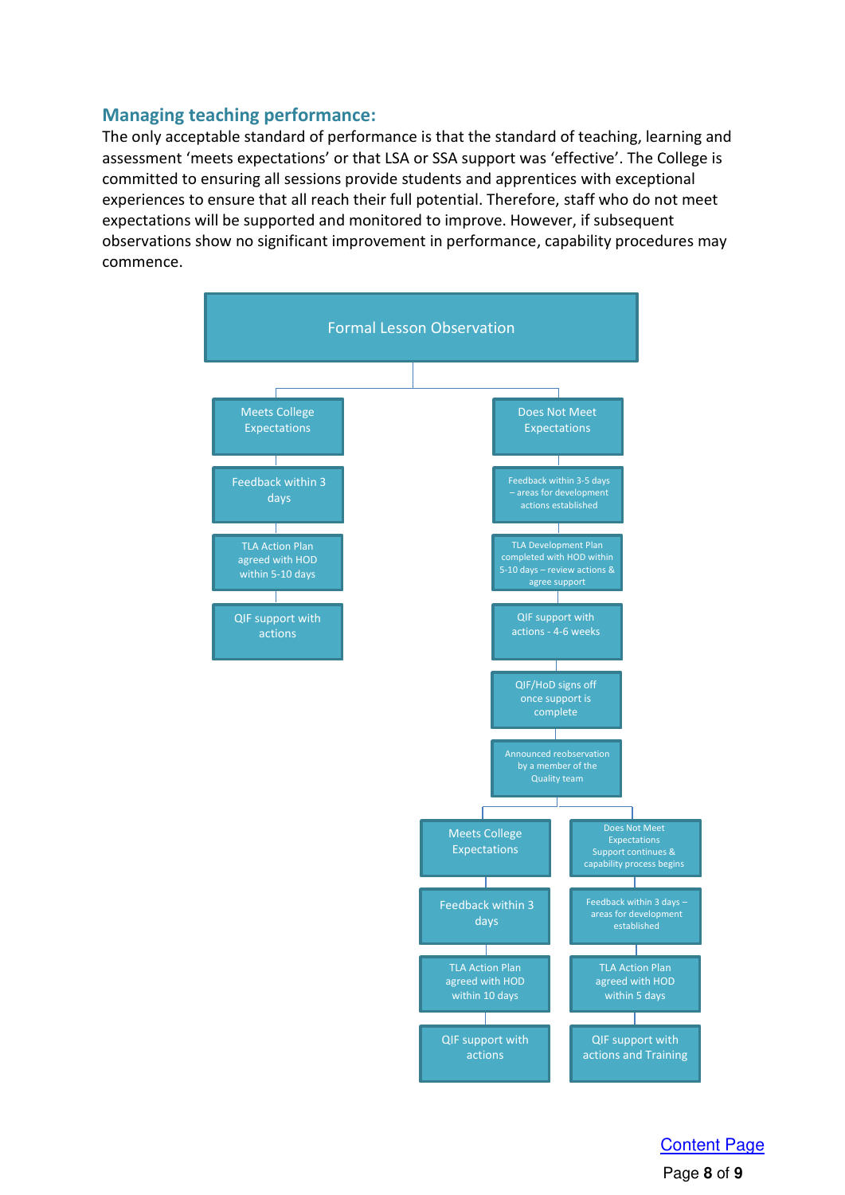## Managing teaching performance:

The only acceptable standard of performance is that the standard of teaching, learning and assessment 'meets expectations' or that LSA or SSA support was 'effective'. The College is committed to ensuring all sessions provide students and apprentices with exceptional experiences to ensure that all reach their full potential. Therefore, staff who do not meet expectations will be supported and monitored to improve. However, if subsequent observations show no significant improvement in performance, capability procedures may commence.

**Formal Lesson Observation**

- **Meets College Expectations**
  - Feedback within 3 days
  - TLA Action Plan agreed with HOD within 5-10 days
  - QIF support with actions
- **Does Not Meet Expectations**
  - Feedback within 3-5 days – areas for development actions established
  - TLA Development Plan completed with HOD within 5-10 days – review actions & agree support
  - QIF support with actions - 4-6 weeks
  - QIF/HoD signs off once support is complete
  - Announced reobservation by a member of the Quality team
    - **Meets College Expectations**
      - Feedback within 3 days
      - TLA Action Plan agreed with HOD within 10 days
      - QIF support with actions
    - **Does Not Meet Expectations Support continues & capability process begins**
      - Feedback within 3 days – areas for development established
      - TLA Action Plan agreed with HOD within 5 days
      - QIF support with actions and Training

Content Page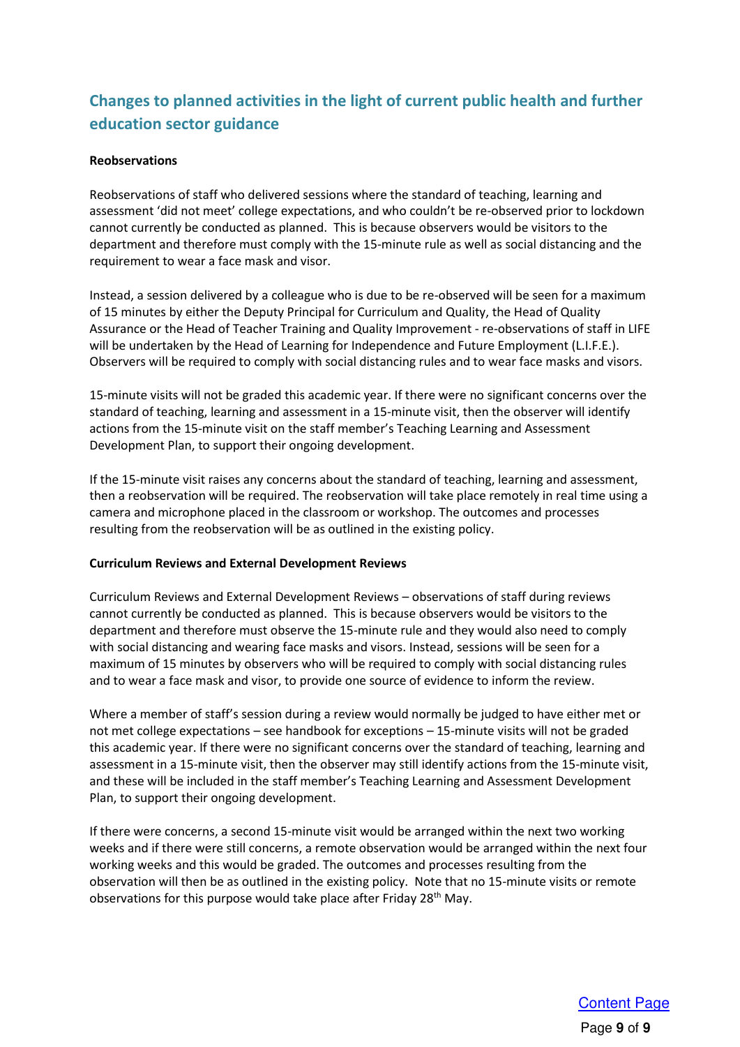## Changes to planned activities in the light of current public health and further education sector guidance

**Reobservations**

Reobservations of staff who delivered sessions where the standard of teaching, learning and assessment 'did not meet' college expectations, and who couldn't be re-observed prior to lockdown cannot currently be conducted as planned. This is because observers would be visitors to the department and therefore must comply with the 15-minute rule as well as social distancing and the requirement to wear a face mask and visor.

Instead, a session delivered by a colleague who is due to be re-observed will be seen for a maximum of 15 minutes by either the Deputy Principal for Curriculum and Quality, the Head of Quality Assurance or the Head of Teacher Training and Quality Improvement - re-observations of staff in LIFE will be undertaken by the Head of Learning for Independence and Future Employment (L.I.F.E.). Observers will be required to comply with social distancing rules and to wear face masks and visors.

15-minute visits will not be graded this academic year. If there were no significant concerns over the standard of teaching, learning and assessment in a 15-minute visit, then the observer will identify actions from the 15-minute visit on the staff member's Teaching Learning and Assessment Development Plan, to support their ongoing development.

If the 15-minute visit raises any concerns about the standard of teaching, learning and assessment, then a reobservation will be required. The reobservation will take place remotely in real time using a camera and microphone placed in the classroom or workshop. The outcomes and processes resulting from the reobservation will be as outlined in the existing policy.

**Curriculum Reviews and External Development Reviews**

Curriculum Reviews and External Development Reviews – observations of staff during reviews cannot currently be conducted as planned. This is because observers would be visitors to the department and therefore must observe the 15-minute rule and they would also need to comply with social distancing and wearing face masks and visors. Instead, sessions will be seen for a maximum of 15 minutes by observers who will be required to comply with social distancing rules and to wear a face mask and visor, to provide one source of evidence to inform the review.

Where a member of staff's session during a review would normally be judged to have either met or not met college expectations – see handbook for exceptions – 15-minute visits will not be graded this academic year. If there were no significant concerns over the standard of teaching, learning and assessment in a 15-minute visit, then the observer may still identify actions from the 15-minute visit, and these will be included in the staff member's Teaching Learning and Assessment Development Plan, to support their ongoing development.

If there were concerns, a second 15-minute visit would be arranged within the next two working weeks and if there were still concerns, a remote observation would be arranged within the next four working weeks and this would be graded. The outcomes and processes resulting from the observation will then be as outlined in the existing policy. Note that no 15-minute visits or remote observations for this purpose would take place after Friday 28th May.

Content Page